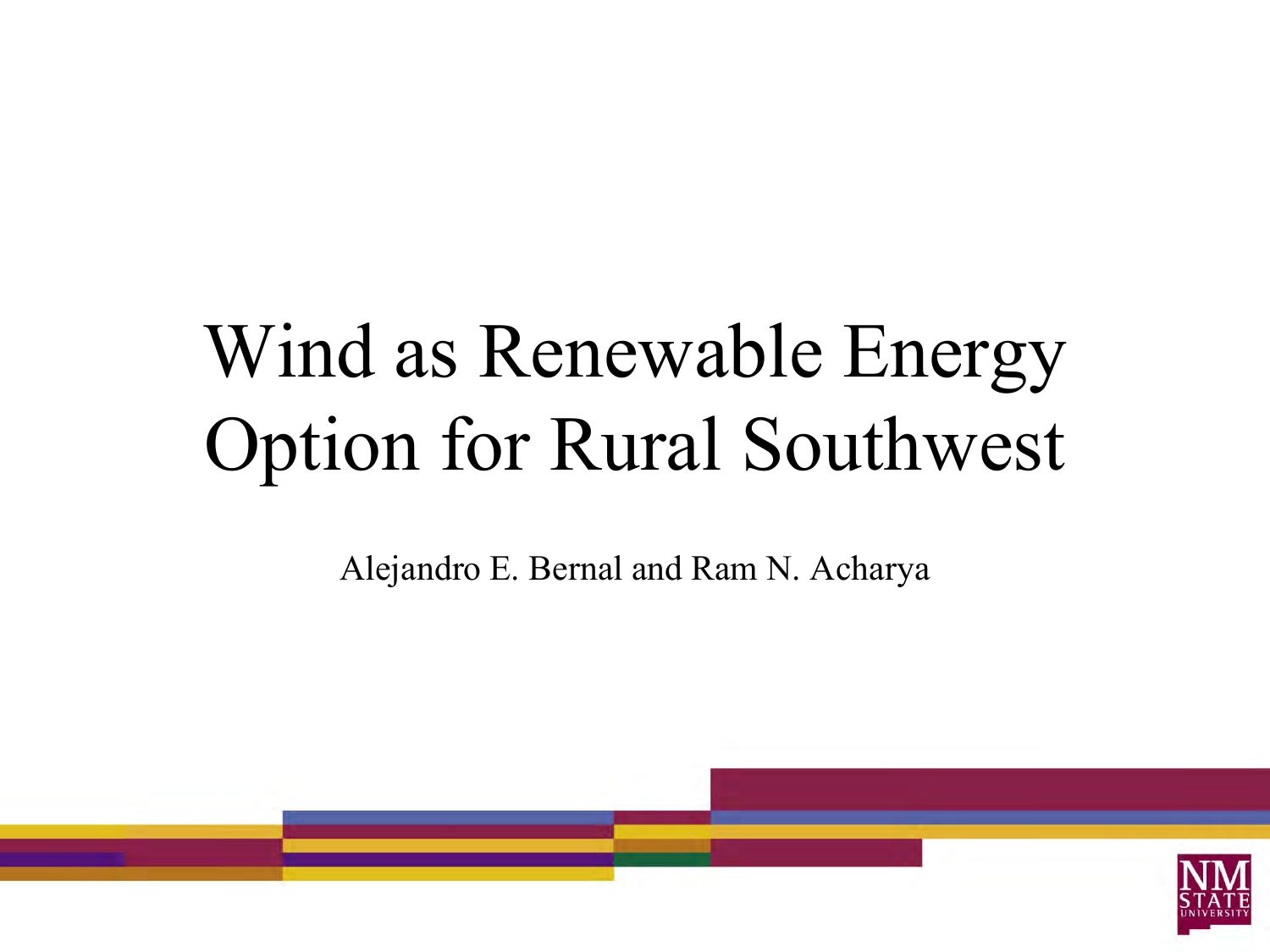# Wind as Renewable Energy Option for Rural Southwest

Alejandro E. Bernal and Ram N. Acharya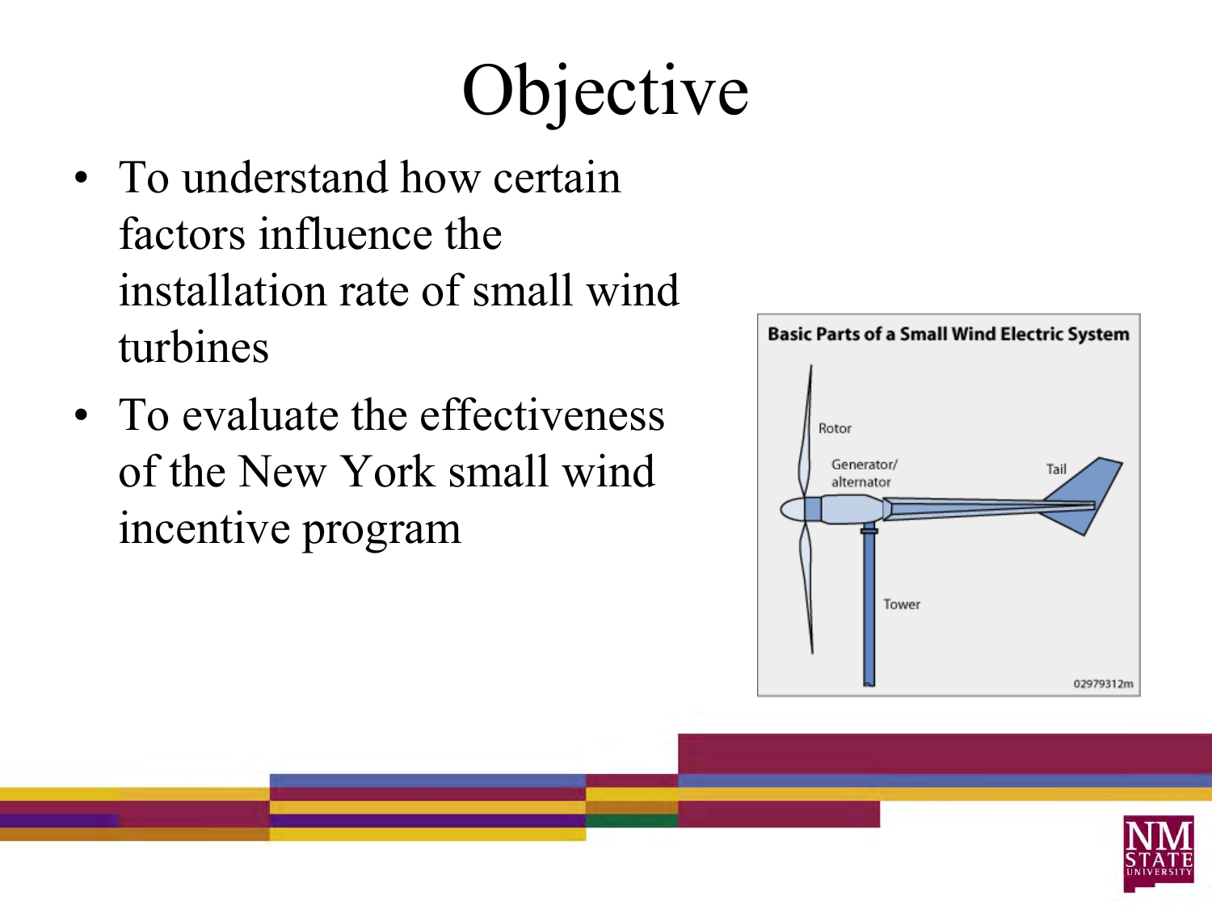# Objective

- To understand how certain factors influence the installation rate of small wind turbines
- To evaluate the effectiveness of the New York small wind incentive program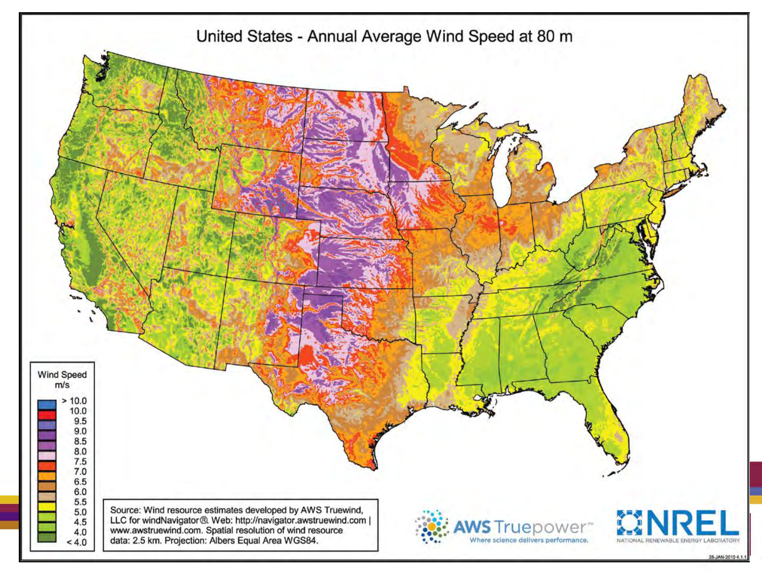# United States - Annual Average Wind Speed at 80 m

Wind Speed m/s

- > 10.0
- 10.0
- 9.5
- 9.0
- 8.5
- 8.0
- 7.5
- 7.0
- 6.5
- 6.0
- 5.5
- 5.0
- 4.5
- 4.0
- < 4.0

Source: Wind resource estimates developed by AWS Truewind, LLC for windNavigator®. Web: http://navigator.awstruewind.com | www.awstruewind.com. Spatial resolution of wind resource data: 2.5 km. Projection: Albers Equal Area WGS84.

AWS Truepower™ Where science delivers performance.

NREL NATIONAL RENEWABLE ENERGY LABORATORY

28-JAN-2010 4.1.1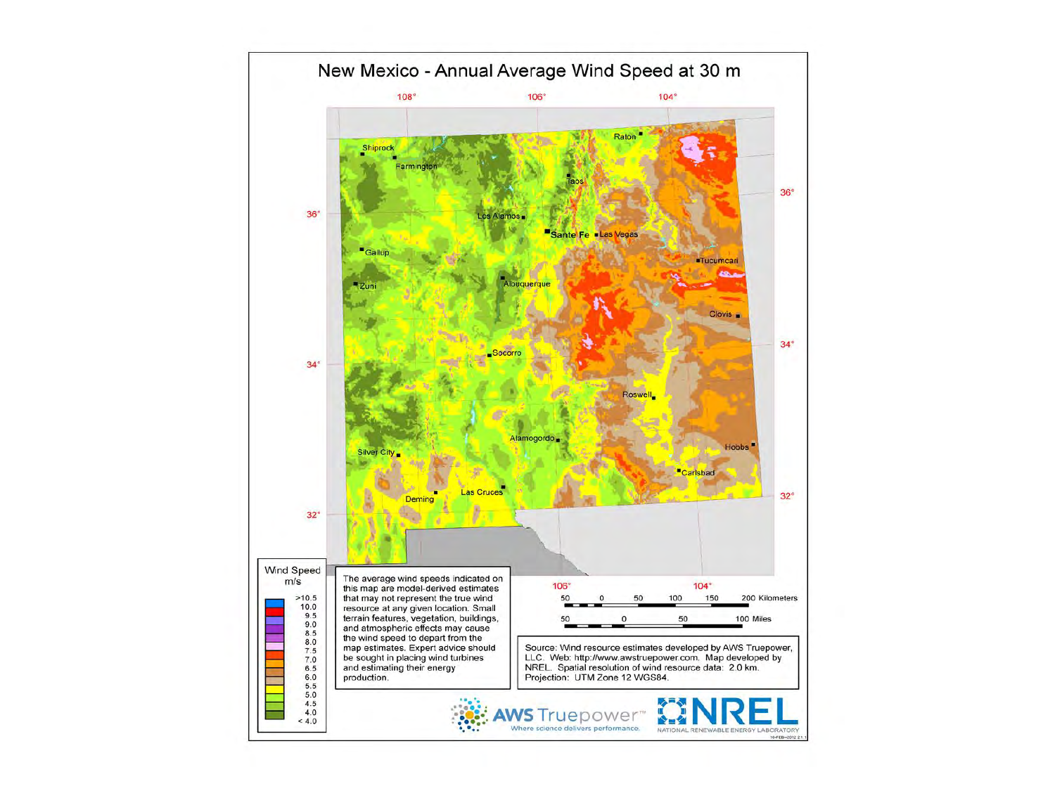# New Mexico - Annual Average Wind Speed at 30 m

Wind Speed m/s

| |
|---|
| >10.5 |
| 10.0 |
| 9.5 |
| 9.0 |
| 8.5 |
| 8.0 |
| 7.5 |
| 7.0 |
| 6.5 |
| 6.0 |
| 5.5 |
| 5.0 |
| 4.5 |
| 4.0 |
| < 4.0 |

The average wind speeds indicated on this map are model-derived estimates that may not represent the true wind resource at any given location. Small terrain features, vegetation, buildings, and atmospheric effects may cause the wind speed to depart from the map estimates. Expert advice should be sought in placing wind turbines and estimating their energy production.

Source: Wind resource estimates developed by AWS Truepower, LLC. Web: http://www.awstruepower.com. Map developed by NREL. Spatial resolution of wind resource data: 2.0 km. Projection: UTM Zone 12 WGS84.

AWS Truepower™ Where science delivers performance.

NREL NATIONAL RENEWABLE ENERGY LABORATORY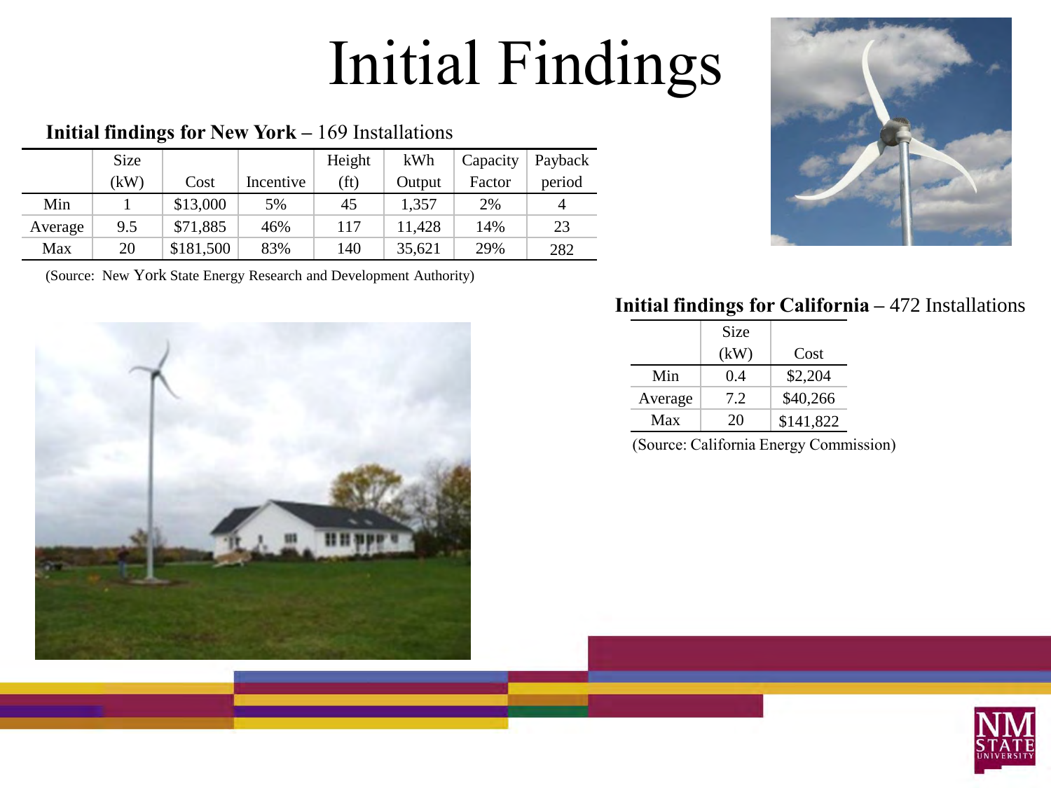# Initial Findings

**Initial findings for New York –** 169 Installations

| | Size (kW) | Cost | Incentive | Height (ft) | kWh Output | Capacity Factor | Payback period |
|---|---|---|---|---|---|---|---|
| Min | 1 | $13,000 | 5% | 45 | 1,357 | 2% | 4 |
| Average | 9.5 | $71,885 | 46% | 117 | 11,428 | 14% | 23 |
| Max | 20 | $181,500 | 83% | 140 | 35,621 | 29% | 282 |

(Source: New York State Energy Research and Development Authority)

**Initial findings for California –** 472 Installations

| | Size (kW) | Cost |
|---|---|---|
| Min | 0.4 | $2,204 |
| Average | 7.2 | $40,266 |
| Max | 20 | $141,822 |

(Source: California Energy Commission)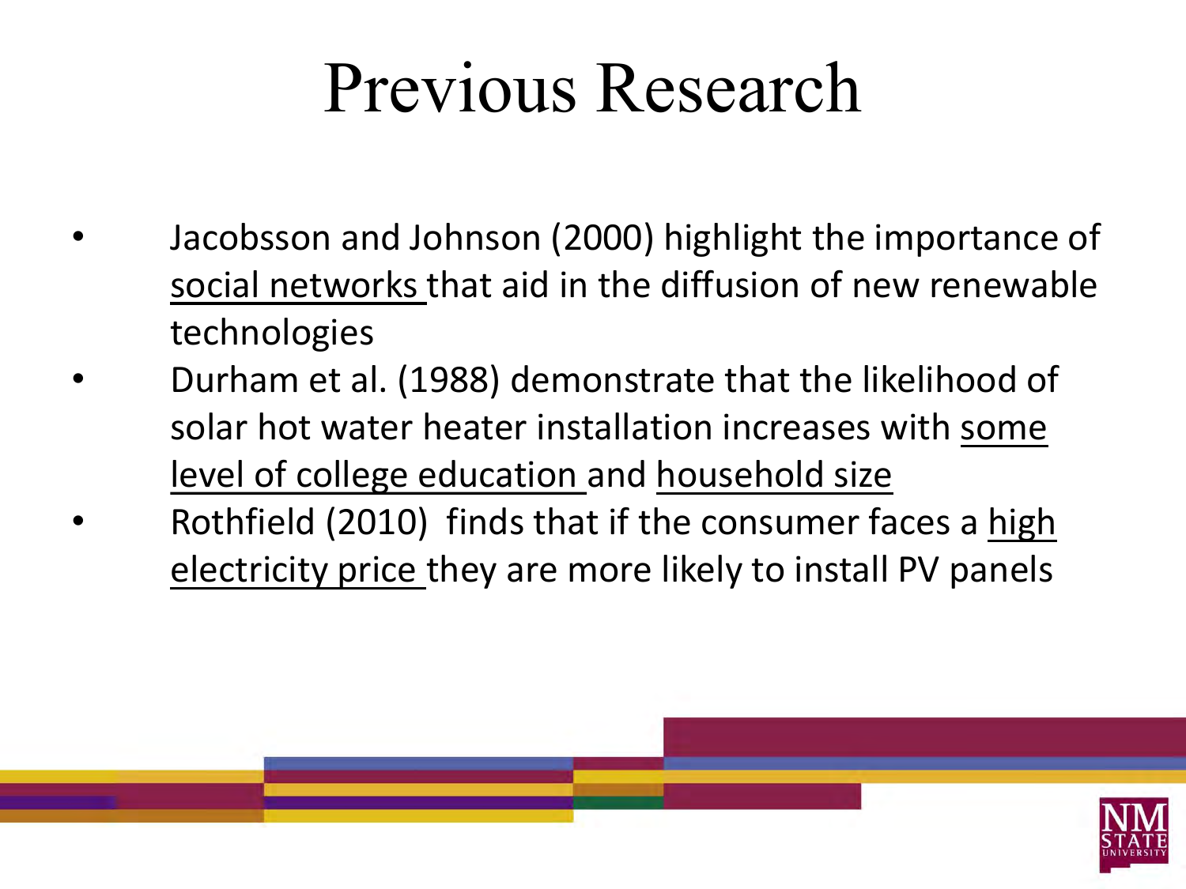# Previous Research

- Jacobsson and Johnson (2000) highlight the importance of <u>social networks</u> that aid in the diffusion of new renewable technologies
- Durham et al. (1988) demonstrate that the likelihood of solar hot water heater installation increases with <u>some level of college education</u> and <u>household size</u>
- Rothfield (2010) finds that if the consumer faces a <u>high electricity price</u> they are more likely to install PV panels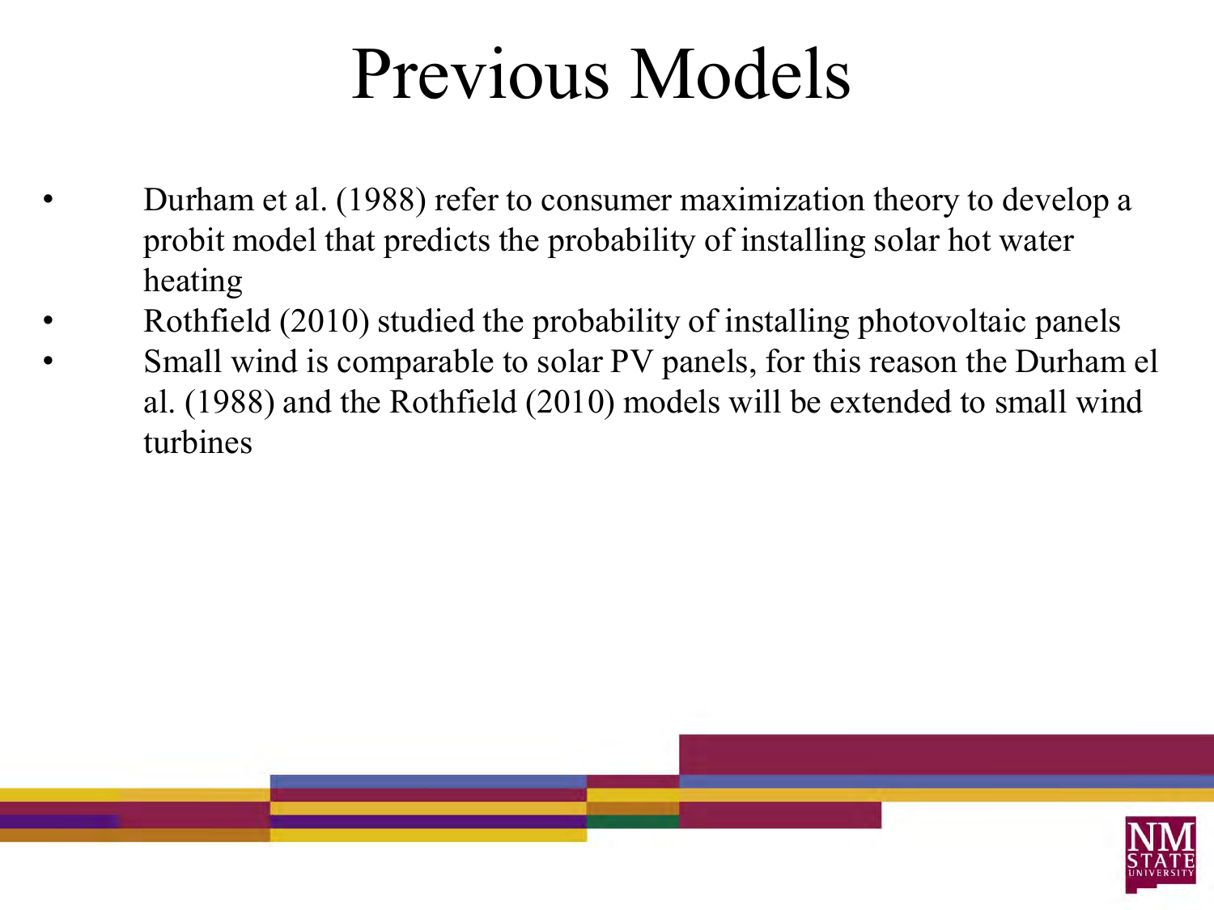# Previous Models

- Durham et al. (1988) refer to consumer maximization theory to develop a probit model that predicts the probability of installing solar hot water heating
- Rothfield (2010) studied the probability of installing photovoltaic panels
- Small wind is comparable to solar PV panels, for this reason the Durham el al. (1988) and the Rothfield (2010) models will be extended to small wind turbines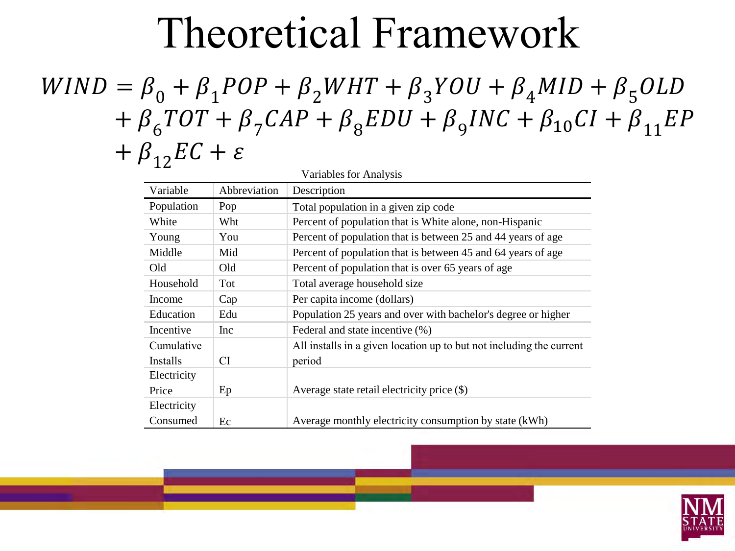# Theoretical Framework

$$WIND = \beta_0 + \beta_1 POP + \beta_2 WHT + \beta_3 YOU + \beta_4 MID + \beta_5 OLD + \beta_6 TOT + \beta_7 CAP + \beta_8 EDU + \beta_9 INC + \beta_{10} CI + \beta_{11} EP + \beta_{12} EC + \varepsilon$$

Variables for Analysis

| Variable | Abbreviation | Description |
|---|---|---|
| Population | Pop | Total population in a given zip code |
| White | Wht | Percent of population that is White alone, non-Hispanic |
| Young | You | Percent of population that is between 25 and 44 years of age |
| Middle | Mid | Percent of population that is between 45 and 64 years of age |
| Old | Old | Percent of population that is over 65 years of age |
| Household | Tot | Total average household size |
| Income | Cap | Per capita income (dollars) |
| Education | Edu | Population 25 years and over with bachelor's degree or higher |
| Incentive | Inc | Federal and state incentive (%) |
| Cumulative Installs | CI | All installs in a given location up to but not including the current period |
| Electricity Price | Ep | Average state retail electricity price ($) |
| Electricity Consumed | Ec | Average monthly electricity consumption by state (kWh) |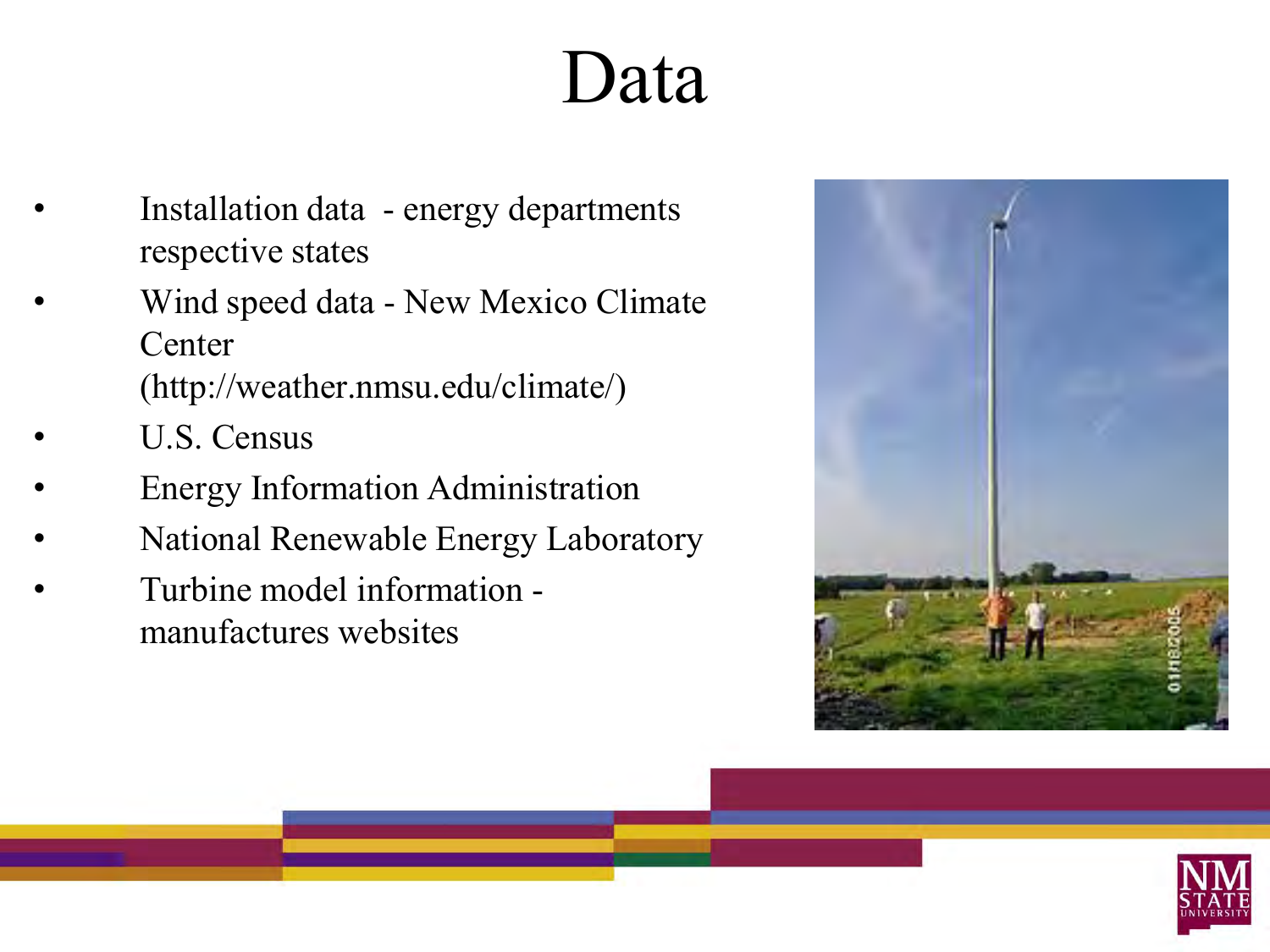# Data

- Installation data - energy departments respective states
- Wind speed data - New Mexico Climate Center (http://weather.nmsu.edu/climate/)
- U.S. Census
- Energy Information Administration
- National Renewable Energy Laboratory
- Turbine model information - manufactures websites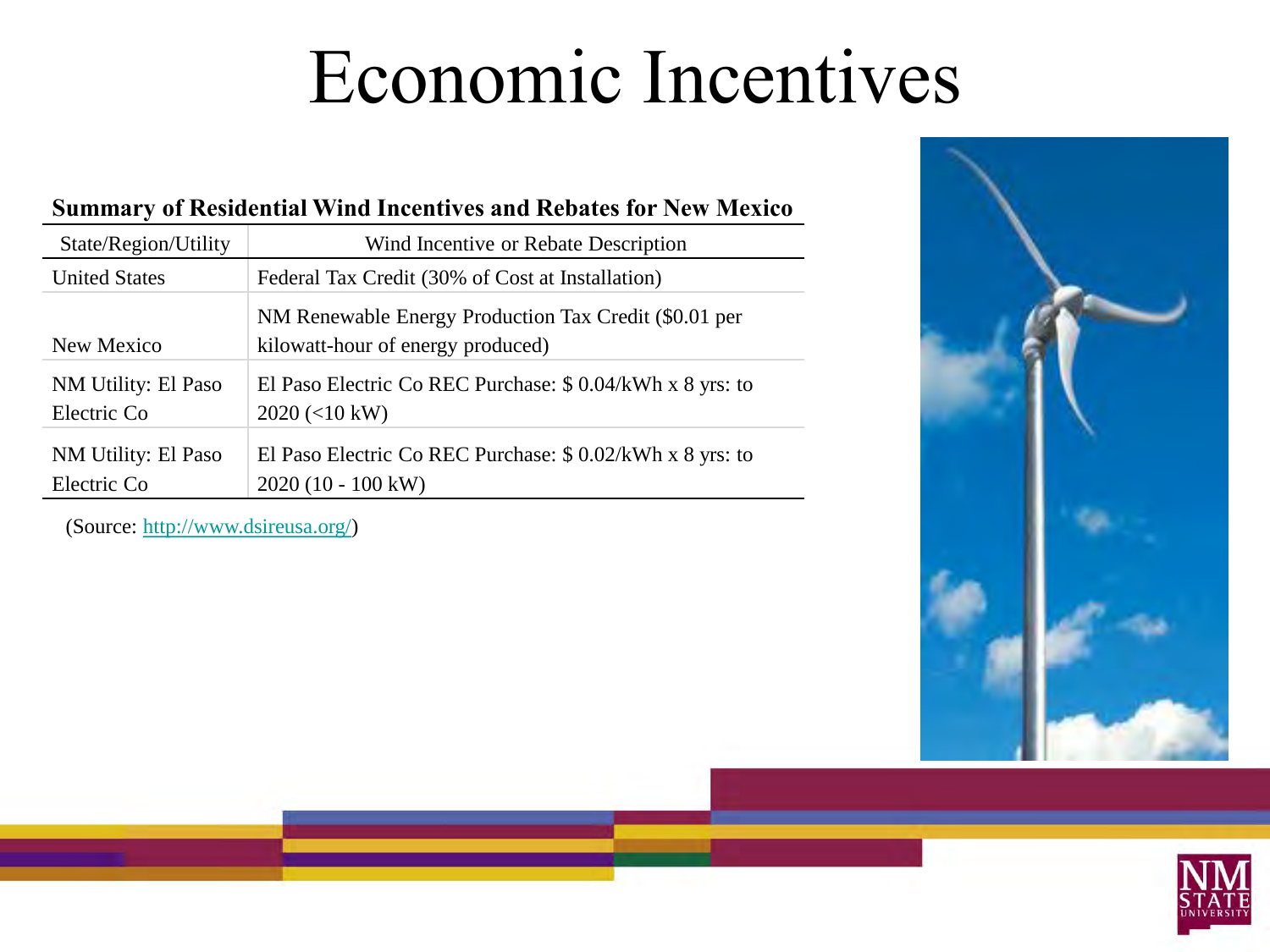# Economic Incentives

**Summary of Residential Wind Incentives and Rebates for New Mexico**

| State/Region/Utility | Wind Incentive or Rebate Description |
|---|---|
| United States | Federal Tax Credit (30% of Cost at Installation) |
| New Mexico | NM Renewable Energy Production Tax Credit ($0.01 per kilowatt-hour of energy produced) |
| NM Utility: El Paso Electric Co | El Paso Electric Co REC Purchase: $ 0.04/kWh x 8 yrs: to 2020 (<10 kW) |
| NM Utility: El Paso Electric Co | El Paso Electric Co REC Purchase: $ 0.02/kWh x 8 yrs: to 2020 (10 - 100 kW) |

(Source: http://www.dsireusa.org/)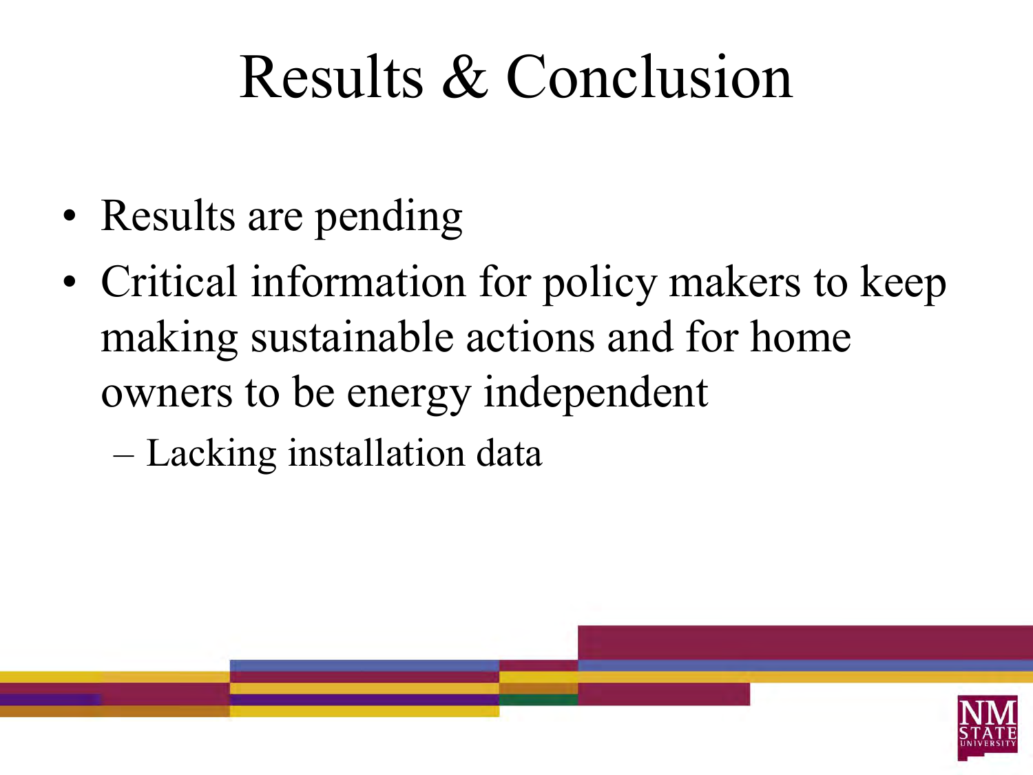# Results & Conclusion

- Results are pending
- Critical information for policy makers to keep making sustainable actions and for home owners to be energy independent
  - Lacking installation data